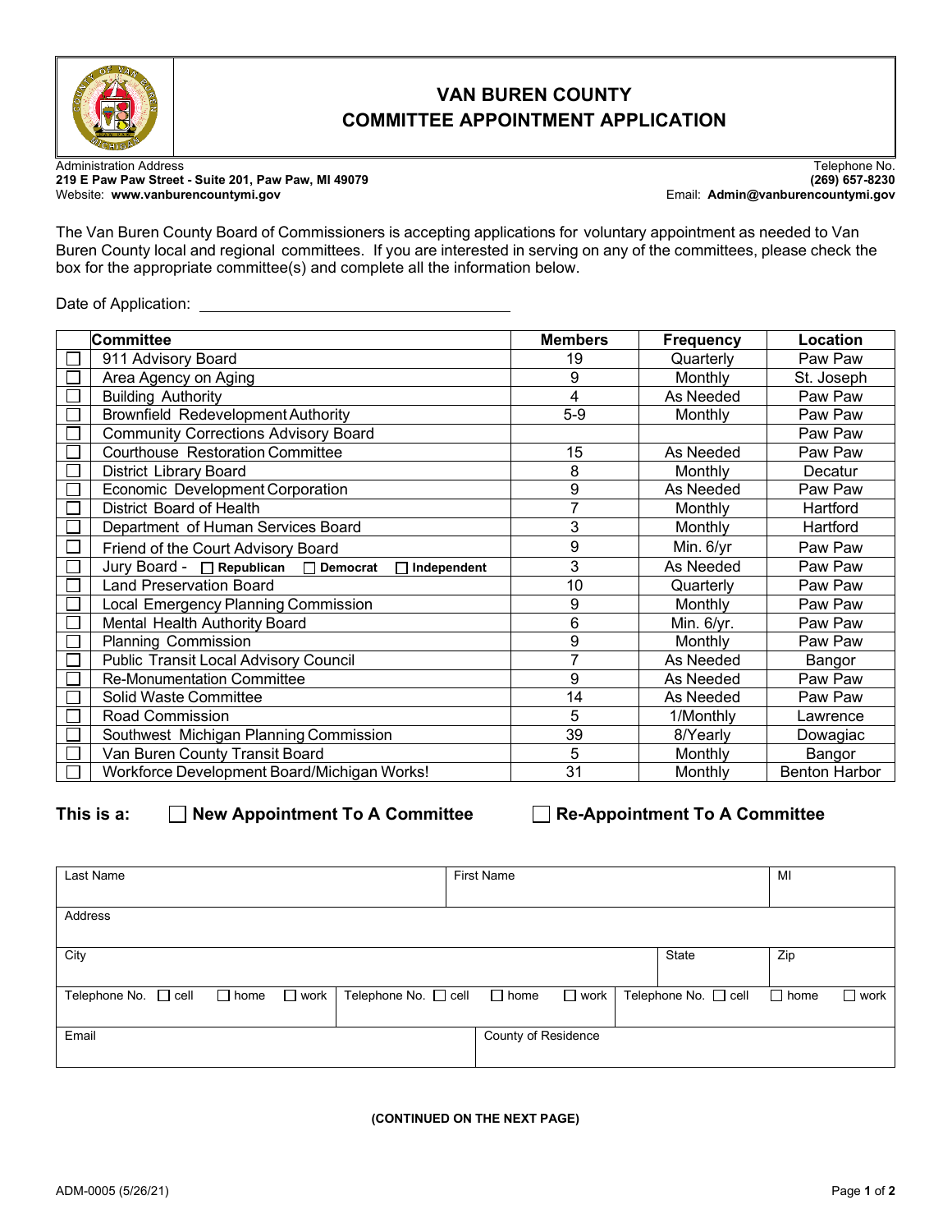# VAN BUREN COUNTY
# COMMITTEE APPOINTMENT APPLICATION

Administration Address
**219 E Paw Paw Street - Suite 201, Paw Paw, MI 49079**
Website: **www.vanburencountymi.gov**

Telephone No.
**(269) 657-8230**
Email: **Admin@vanburencountymi.gov**

The Van Buren County Board of Commissioners is accepting applications for voluntary appointment as needed to Van Buren County local and regional committees. If you are interested in serving on any of the committees, please check the box for the appropriate committee(s) and complete all the information below.

Date of Application: ____________________________

| | Committee | Members | Frequency | Location |
|---|---|---|---|---|
| ☐ | 911 Advisory Board | 19 | Quarterly | Paw Paw |
| ☐ | Area Agency on Aging | 9 | Monthly | St. Joseph |
| ☐ | Building Authority | 4 | As Needed | Paw Paw |
| ☐ | Brownfield Redevelopment Authority | 5-9 | Monthly | Paw Paw |
| ☐ | Community Corrections Advisory Board | | | Paw Paw |
| ☐ | Courthouse Restoration Committee | 15 | As Needed | Paw Paw |
| ☐ | District Library Board | 8 | Monthly | Decatur |
| ☐ | Economic Development Corporation | 9 | As Needed | Paw Paw |
| ☐ | District Board of Health | 7 | Monthly | Hartford |
| ☐ | Department of Human Services Board | 3 | Monthly | Hartford |
| ☐ | Friend of the Court Advisory Board | 9 | Min. 6/yr | Paw Paw |
| ☐ | Jury Board - ☐ **Republican** ☐ **Democrat** ☐ **Independent** | 3 | As Needed | Paw Paw |
| ☐ | Land Preservation Board | 10 | Quarterly | Paw Paw |
| ☐ | Local Emergency Planning Commission | 9 | Monthly | Paw Paw |
| ☐ | Mental Health Authority Board | 6 | Min. 6/yr. | Paw Paw |
| ☐ | Planning Commission | 9 | Monthly | Paw Paw |
| ☐ | Public Transit Local Advisory Council | 7 | As Needed | Bangor |
| ☐ | Re-Monumentation Committee | 9 | As Needed | Paw Paw |
| ☐ | Solid Waste Committee | 14 | As Needed | Paw Paw |
| ☐ | Road Commission | 5 | 1/Monthly | Lawrence |
| ☐ | Southwest Michigan Planning Commission | 39 | 8/Yearly | Dowagiac |
| ☐ | Van Buren County Transit Board | 5 | Monthly | Bangor |
| ☐ | Workforce Development Board/Michigan Works! | 31 | Monthly | Benton Harbor |

**This is a:** ☐ **New Appointment To A Committee** ☐ **Re-Appointment To A Committee**

| Last Name | | First Name | MI |
|---|---|---|---|
| Address | | | |
| City | | State | Zip |
| Telephone No. ☐ cell ☐ home ☐ work | Telephone No. ☐ cell ☐ home ☐ work | Telephone No. ☐ cell ☐ home ☐ work | |
| Email | | County of Residence | |

**(CONTINUED ON THE NEXT PAGE)**

ADM-0005 (5/26/21)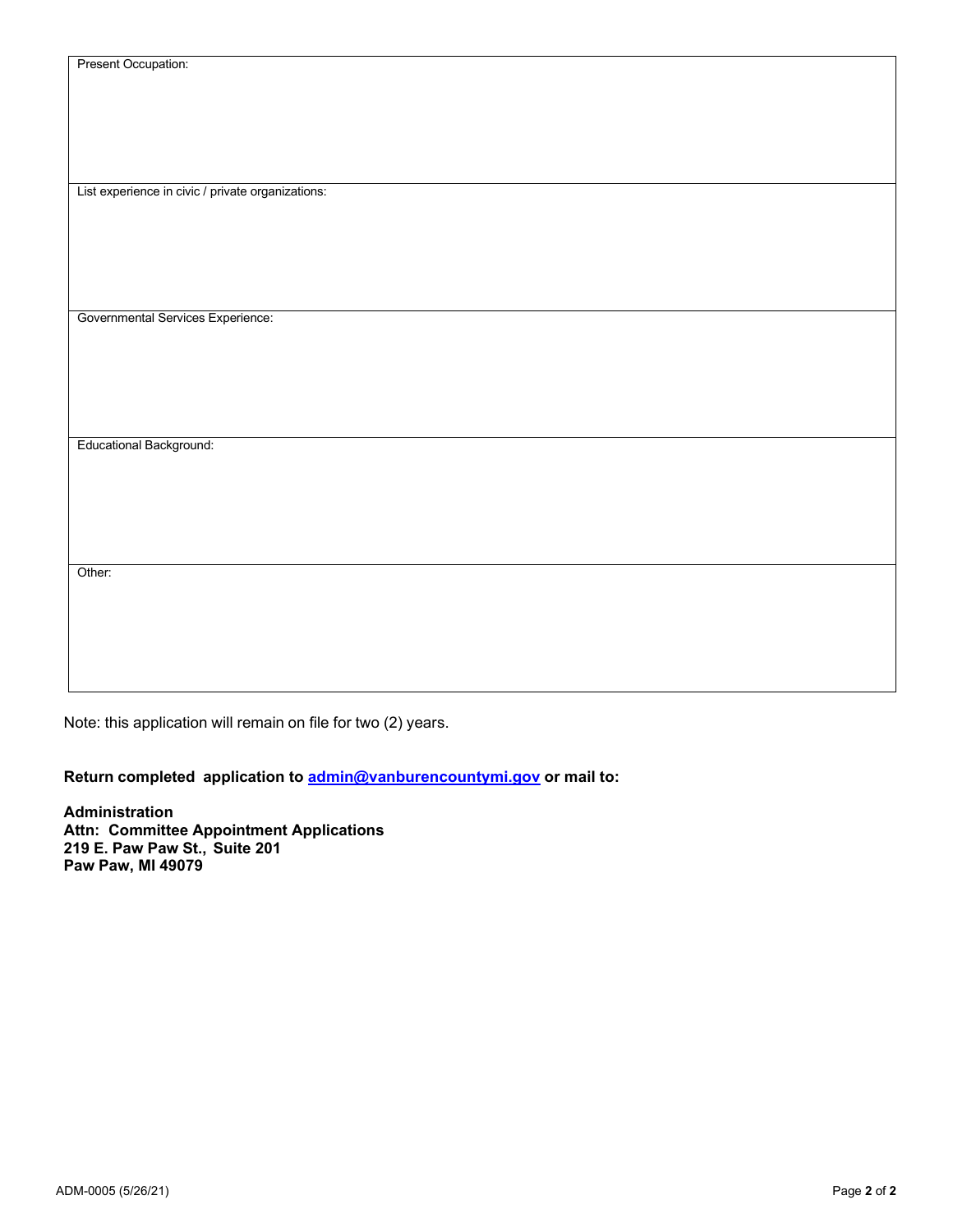| |
|---|
| Present Occupation: |
| List experience in civic / private organizations: |
| Governmental Services Experience: |
| Educational Background: |
| Other: |

Note: this application will remain on file for two (2) years.

**Return completed application to [admin@vanburencountymi.gov](mailto:admin@vanburencountymi.gov) or mail to:**

**Administration**
**Attn: Committee Appointment Applications**
**219 E. Paw Paw St., Suite 201**
**Paw Paw, MI 49079**

ADM-0005 (5/26/21)